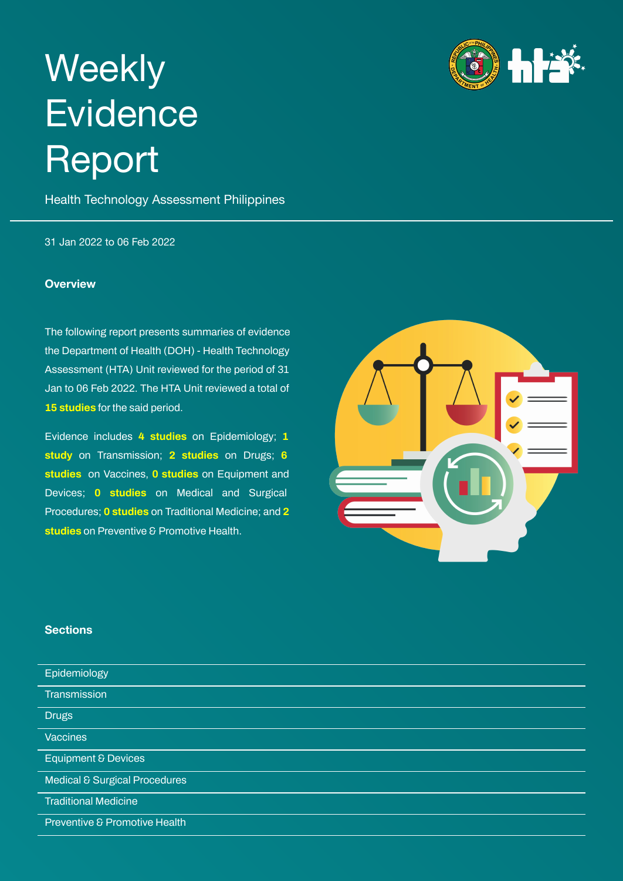# Weekly Evidence Report

Health Technology Assessment Philippines

31 Jan 2022 to 06 Feb 2022

## Overview

The following report presents summaries of evidence the Department of Health (DOH) - Health Technology Assessment (HTA) Unit reviewed for the period of 31 Jan to 06 Feb 2022. The HTA Unit reviewed a total of **15 studies** for the said period.

Evidence includes **4 studies** on Epidemiology; **1 study** on Transmission; **2 studies** on Drugs; **6 studies** on Vaccines, **0 studies** on Equipment and Devices; **0 studies** on Medical and Surgical Procedures; **0 studies** on Traditional Medicine; and **2 studies** on Preventive & Promotive Health.

## Sections

- Epidemiology
- Transmission
- Drugs
- Vaccines
- Equipment & Devices
- Medical & Surgical Procedures
- Traditional Medicine
- Preventive & Promotive Health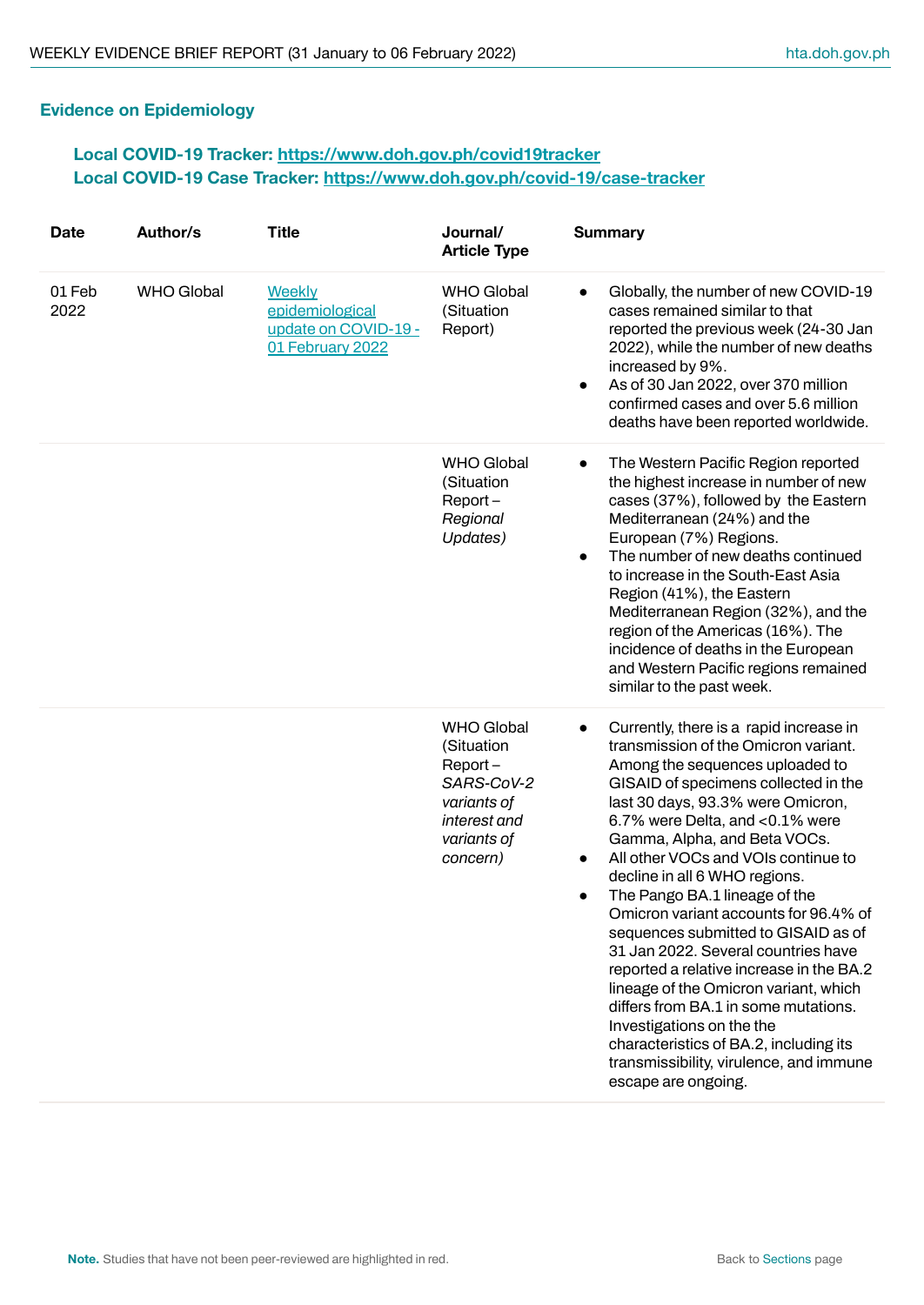## Evidence on Epidemiology

**Local COVID-19 Tracker: [https://www.doh.gov.ph/covid19tracker](https://www.doh.gov.ph/covid19tracker)**
**Local COVID-19 Case Tracker: [https://www.doh.gov.ph/covid-19/case-tracker](https://www.doh.gov.ph/covid-19/case-tracker)**

| Date | Author/s | Title | Journal/ Article Type | Summary |
|---|---|---|---|---|
| 01 Feb 2022 | WHO Global | Weekly epidemiological update on COVID-19 - 01 February 2022 | WHO Global (Situation Report) | • Globally, the number of new COVID-19 cases remained similar to that reported the previous week (24-30 Jan 2022), while the number of new deaths increased by 9%. <br> • As of 30 Jan 2022, over 370 million confirmed cases and over 5.6 million deaths have been reported worldwide. |
| | | | WHO Global (Situation Report – *Regional Updates)* | • The Western Pacific Region reported the highest increase in number of new cases (37%), followed by the Eastern Mediterranean (24%) and the European (7%) Regions. <br> • The number of new deaths continued to increase in the South-East Asia Region (41%), the Eastern Mediterranean Region (32%), and the region of the Americas (16%). The incidence of deaths in the European and Western Pacific regions remained similar to the past week. |
| | | | WHO Global (Situation Report – *SARS-CoV-2 variants of interest and variants of concern)* | • Currently, there is a rapid increase in transmission of the Omicron variant. Among the sequences uploaded to GISAID of specimens collected in the last 30 days, 93.3% were Omicron, 6.7% were Delta, and <0.1% were Gamma, Alpha, and Beta VOCs. <br> • All other VOCs and VOIs continue to decline in all 6 WHO regions. <br> • The Pango BA.1 lineage of the Omicron variant accounts for 96.4% of sequences submitted to GISAID as of 31 Jan 2022. Several countries have reported a relative increase in the BA.2 lineage of the Omicron variant, which differs from BA.1 in some mutations. Investigations on the the characteristics of BA.2, including its transmissibility, virulence, and immune escape are ongoing. |

**Note.** Studies that have not been peer-reviewed are highlighted in red.

Back to Sections page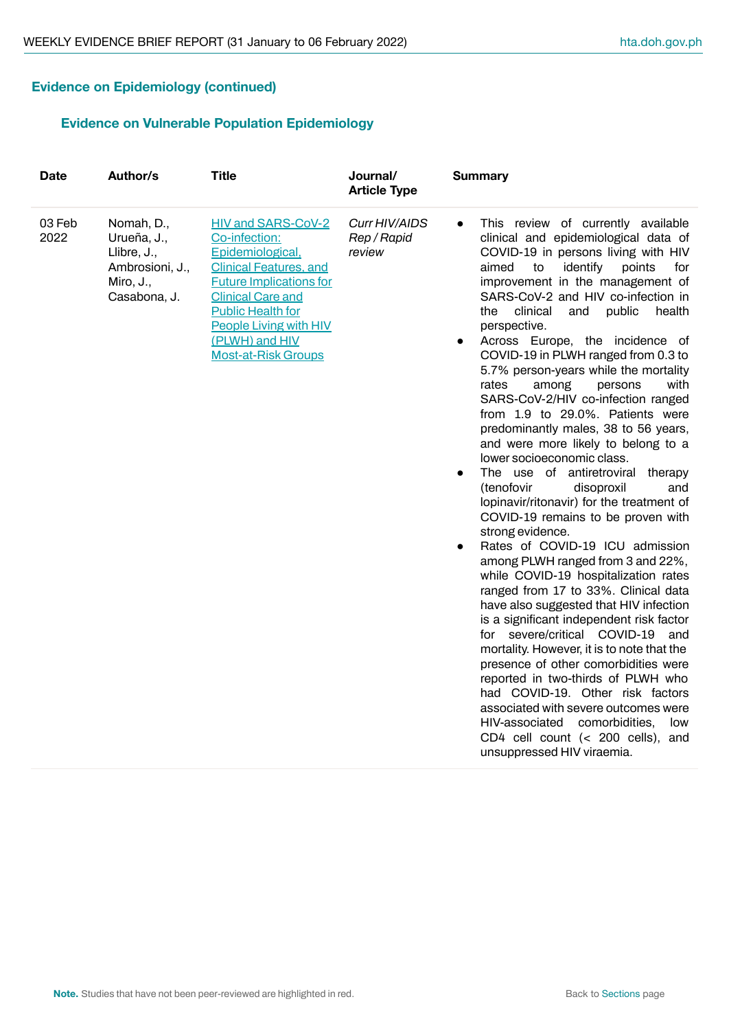## Evidence on Epidemiology (continued)

### Evidence on Vulnerable Population Epidemiology

| Date | Author/s | Title | Journal/ Article Type | Summary |
|---|---|---|---|---|
| 03 Feb 2022 | Nomah, D., Urueña, J., Llibre, J., Ambrosioni, J., Miro, J., Casabona, J. | HIV and SARS-CoV-2 Co-infection: Epidemiological, Clinical Features, and Future Implications for Clinical Care and Public Health for People Living with HIV (PLWH) and HIV Most-at-Risk Groups | *Curr HIV/AIDS Rep / Rapid review* | • This review of currently available clinical and epidemiological data of COVID-19 in persons living with HIV aimed to identify points for improvement in the management of SARS-CoV-2 and HIV co-infection in the clinical and public health perspective.<br>• Across Europe, the incidence of COVID-19 in PLWH ranged from 0.3 to 5.7% person-years while the mortality rates among persons with SARS-CoV-2/HIV co-infection ranged from 1.9 to 29.0%. Patients were predominantly males, 38 to 56 years, and were more likely to belong to a lower socioeconomic class.<br>• The use of antiretroviral therapy (tenofovir disoproxil and lopinavir/ritonavir) for the treatment of COVID-19 remains to be proven with strong evidence.<br>• Rates of COVID-19 ICU admission among PLWH ranged from 3 and 22%, while COVID-19 hospitalization rates ranged from 17 to 33%. Clinical data have also suggested that HIV infection is a significant independent risk factor for severe/critical COVID-19 and mortality. However, it is to note that the presence of other comorbidities were reported in two-thirds of PLWH who had COVID-19. Other risk factors associated with severe outcomes were HIV-associated comorbidities, low CD4 cell count (< 200 cells), and unsuppressed HIV viraemia. |

**Note.** Studies that have not been peer-reviewed are highlighted in red.

Back to Sections page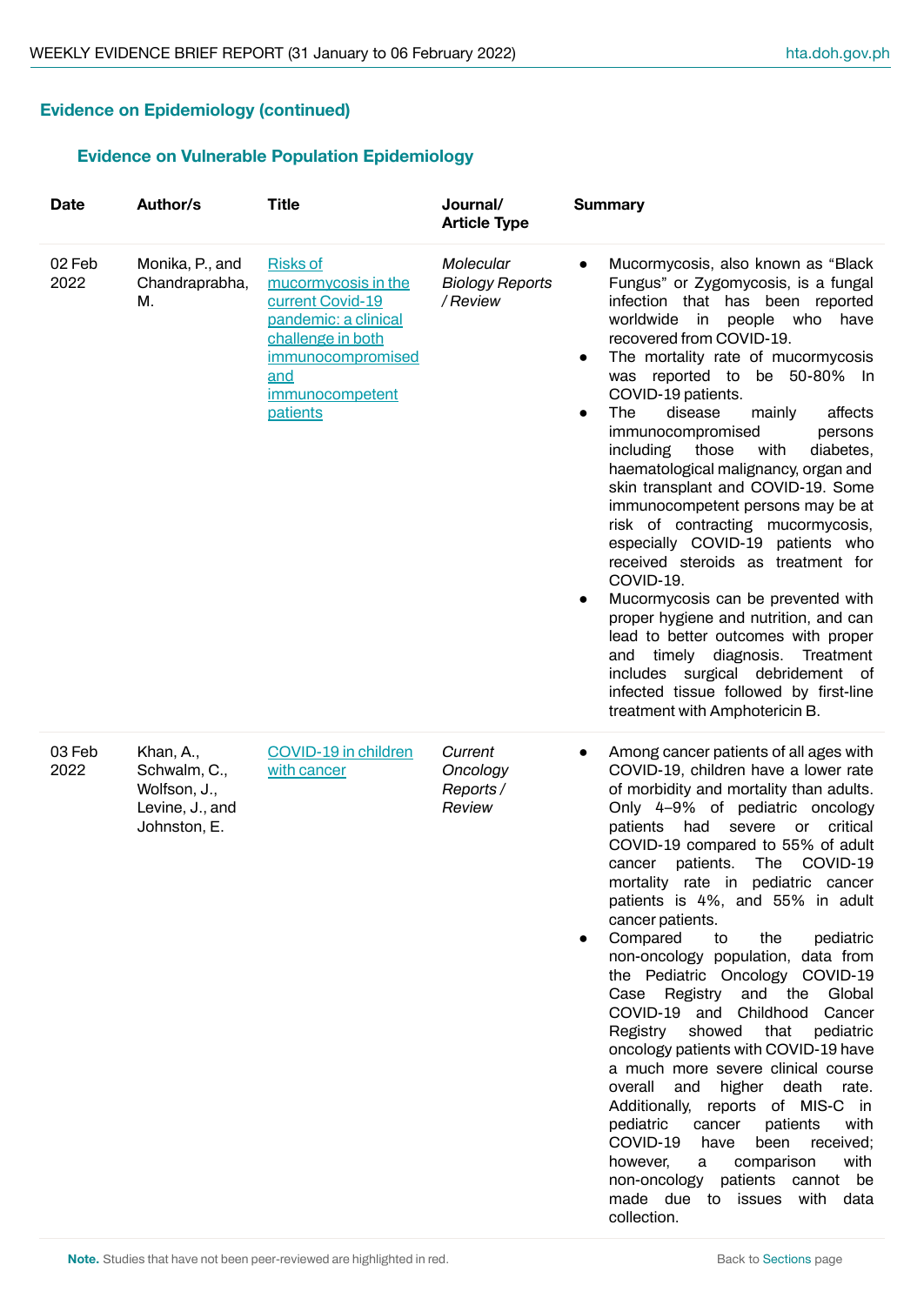## Evidence on Epidemiology (continued)

### Evidence on Vulnerable Population Epidemiology

| Date | Author/s | Title | Journal/ Article Type | Summary |
|---|---|---|---|---|
| 02 Feb 2022 | Monika, P., and Chandraprabha, M. | Risks of mucormycosis in the current Covid-19 pandemic: a clinical challenge in both immunocompromised and immunocompetent patients | *Molecular Biology Reports / Review* | • Mucormycosis, also known as “Black Fungus” or Zygomycosis, is a fungal infection that has been reported worldwide in people who have recovered from COVID-19.<br>• The mortality rate of mucormycosis was reported to be 50-80% In COVID-19 patients.<br>• The disease mainly affects immunocompromised persons including those with diabetes, haematological malignancy, organ and skin transplant and COVID-19. Some immunocompetent persons may be at risk of contracting mucormycosis, especially COVID-19 patients who received steroids as treatment for COVID-19.<br>• Mucormycosis can be prevented with proper hygiene and nutrition, and can lead to better outcomes with proper and timely diagnosis. Treatment includes surgical debridement of infected tissue followed by first-line treatment with Amphotericin B. |
| 03 Feb 2022 | Khan, A., Schwalm, C., Wolfson, J., Levine, J., and Johnston, E. | COVID-19 in children with cancer | *Current Oncology Reports / Review* | • Among cancer patients of all ages with COVID-19, children have a lower rate of morbidity and mortality than adults. Only 4–9% of pediatric oncology patients had severe or critical COVID-19 compared to 55% of adult cancer patients. The COVID-19 mortality rate in pediatric cancer patients is 4%, and 55% in adult cancer patients.<br>• Compared to the pediatric non-oncology population, data from the Pediatric Oncology COVID-19 Case Registry and the Global COVID-19 and Childhood Cancer Registry showed that pediatric oncology patients with COVID-19 have a much more severe clinical course overall and higher death rate. Additionally, reports of MIS-C in pediatric cancer patients with COVID-19 have been received; however, a comparison with non-oncology patients cannot be made due to issues with data collection. |

**Note.** Studies that have not been peer-reviewed are highlighted in red.

Back to Sections page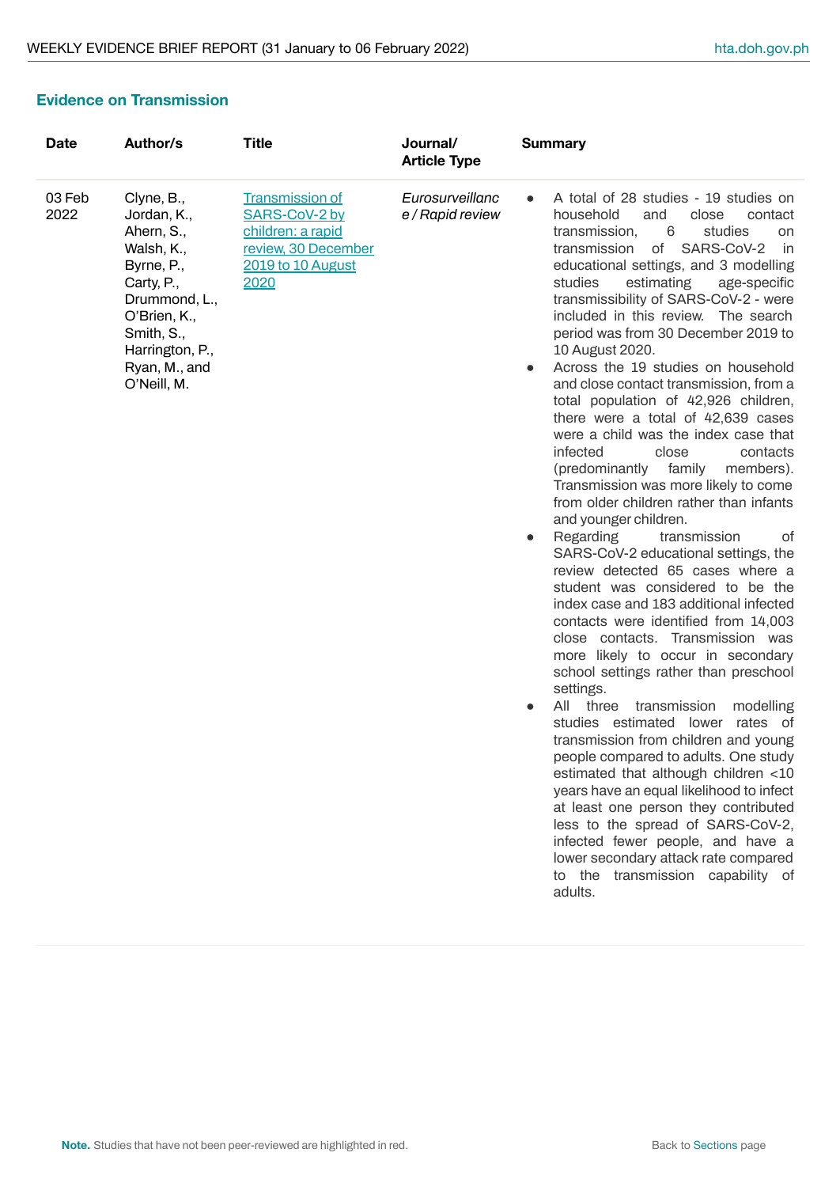## Evidence on Transmission

| Date | Author/s | Title | Journal/ Article Type | Summary |
|---|---|---|---|---|
| 03 Feb 2022 | Clyne, B., Jordan, K., Ahern, S., Walsh, K., Byrne, P., Carty, P., Drummond, L., O'Brien, K., Smith, S., Harrington, P., Ryan, M., and O'Neill, M. | Transmission of SARS-CoV-2 by children: a rapid review, 30 December 2019 to 10 August 2020 | *Eurosurveillance / Rapid review* | • A total of 28 studies - 19 studies on household and close contact transmission, 6 studies on transmission of SARS-CoV-2 in educational settings, and 3 modelling studies estimating age-specific transmissibility of SARS-CoV-2 - were included in this review. The search period was from 30 December 2019 to 10 August 2020.<br>• Across the 19 studies on household and close contact transmission, from a total population of 42,926 children, there were a total of 42,639 cases were a child was the index case that infected close contacts (predominantly family members). Transmission was more likely to come from older children rather than infants and younger children.<br>• Regarding transmission of SARS-CoV-2 educational settings, the review detected 65 cases where a student was considered to be the index case and 183 additional infected contacts were identified from 14,003 close contacts. Transmission was more likely to occur in secondary school settings rather than preschool settings.<br>• All three transmission modelling studies estimated lower rates of transmission from children and young people compared to adults. One study estimated that although children <10 years have an equal likelihood to infect at least one person they contributed less to the spread of SARS-CoV-2, infected fewer people, and have a lower secondary attack rate compared to the transmission capability of adults. |

**Note.** Studies that have not been peer-reviewed are highlighted in red.

Back to Sections page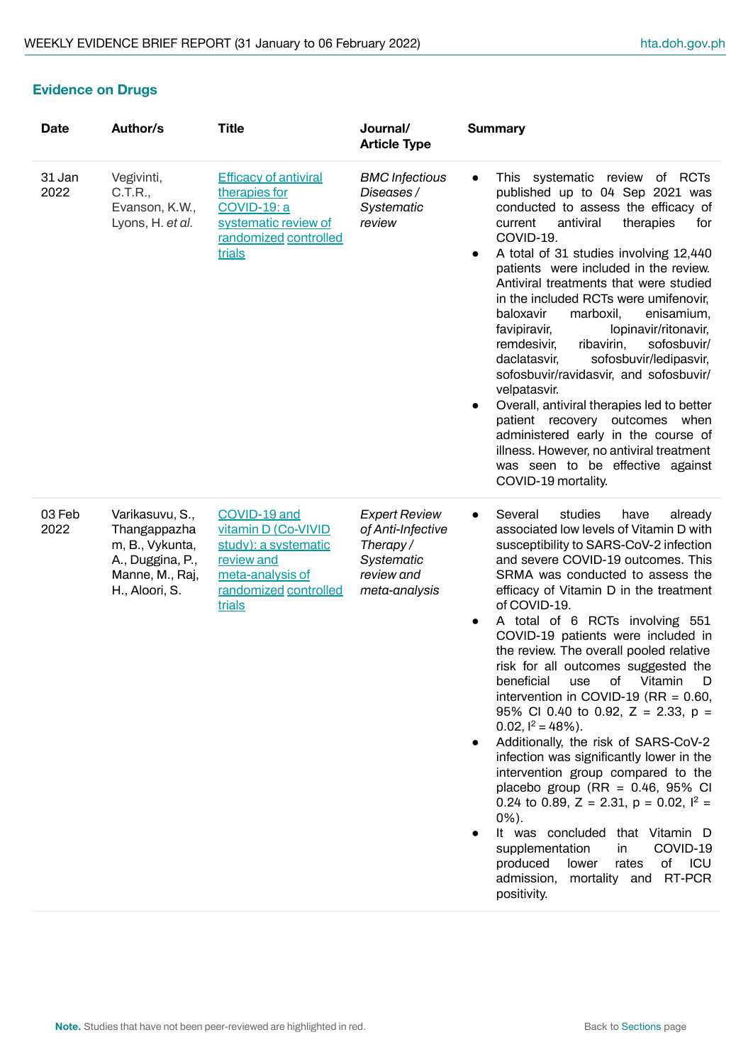## Evidence on Drugs

| Date | Author/s | Title | Journal/ Article Type | Summary |
|---|---|---|---|---|
| 31 Jan 2022 | Vegivinti, C.T.R., Evanson, K.W., Lyons, H. *et al.* | Efficacy of antiviral therapies for COVID-19: a systematic review of randomized controlled trials | *BMC Infectious Diseases / Systematic review* | • This systematic review of RCTs published up to 04 Sep 2021 was conducted to assess the efficacy of current antiviral therapies for COVID-19.<br>• A total of 31 studies involving 12,440 patients were included in the review. Antiviral treatments that were studied in the included RCTs were umifenovir, baloxavir marboxil, enisamium, favipiravir, lopinavir/ritonavir, remdesivir, ribavirin, sofosbuvir/ daclatasvir, sofosbuvir/ledipasvir, sofosbuvir/ravidasvir, and sofosbuvir/ velpatasvir.<br>• Overall, antiviral therapies led to better patient recovery outcomes when administered early in the course of illness. However, no antiviral treatment was seen to be effective against COVID-19 mortality. |
| 03 Feb 2022 | Varikasuvu, S., Thangappazham, B., Vykunta, A., Duggina, P., Manne, M., Raj, H., Aloori, S. | COVID-19 and vitamin D (Co-VIVID study): a systematic review and meta-analysis of randomized controlled trials | *Expert Review of Anti-Infective Therapy / Systematic review and meta-analysis* | • Several studies have already associated low levels of Vitamin D with susceptibility to SARS-CoV-2 infection and severe COVID-19 outcomes. This SRMA was conducted to assess the efficacy of Vitamin D in the treatment of COVID-19.<br>• A total of 6 RCTs involving 551 COVID-19 patients were included in the review. The overall pooled relative risk for all outcomes suggested the beneficial use of Vitamin D intervention in COVID-19 (RR = 0.60, 95% CI 0.40 to 0.92, Z = 2.33, p = 0.02, $I^2$ = 48%).<br>• Additionally, the risk of SARS-CoV-2 infection was significantly lower in the intervention group compared to the placebo group (RR = 0.46, 95% CI 0.24 to 0.89, Z = 2.31, p = 0.02, $I^2$ = 0%).<br>• It was concluded that Vitamin D supplementation in COVID-19 produced lower rates of ICU admission, mortality and RT-PCR positivity. |

**Note.** Studies that have not been peer-reviewed are highlighted in red.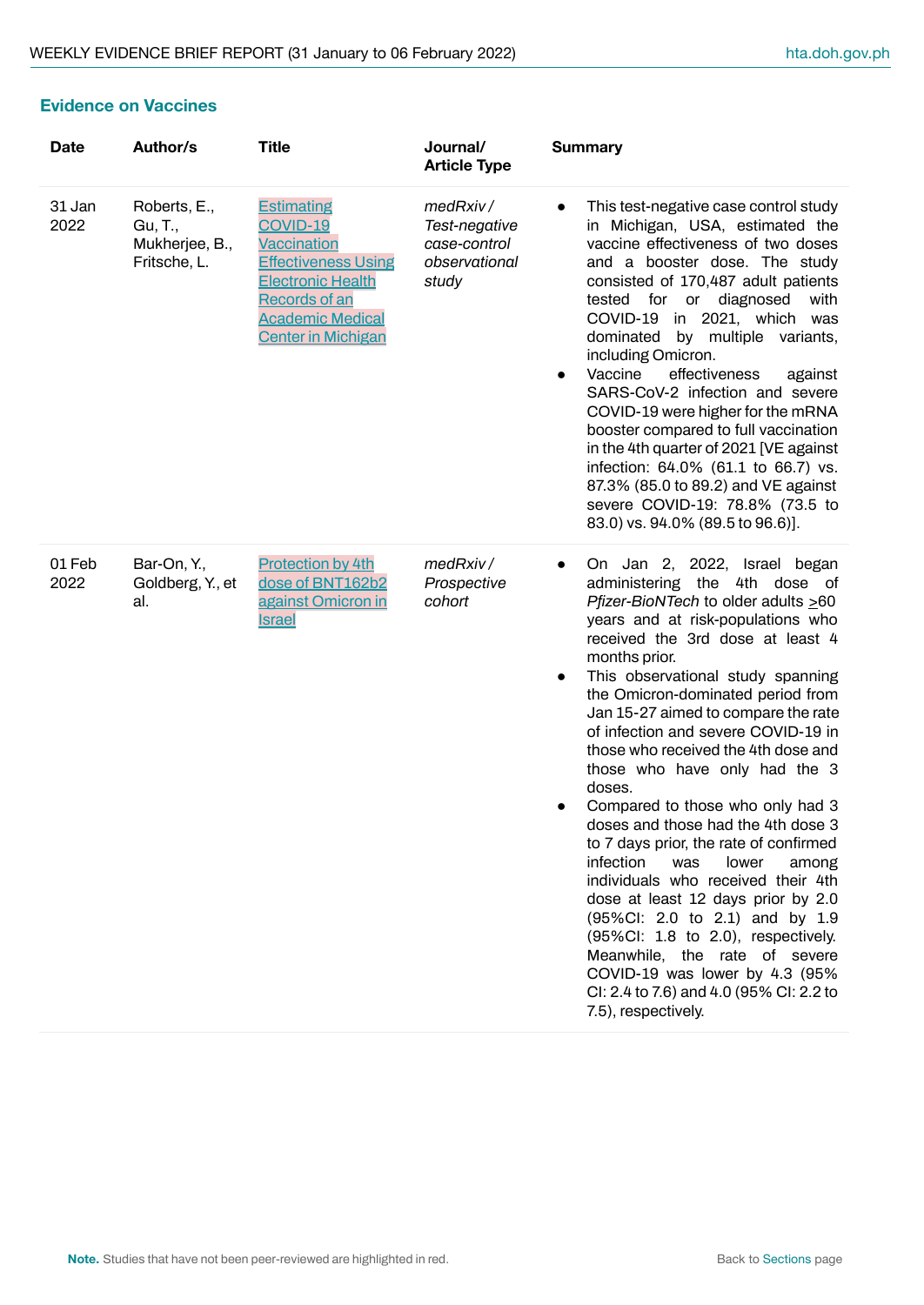## Evidence on Vaccines

| Date | Author/s | Title | Journal/ Article Type | Summary |
|---|---|---|---|---|
| 31 Jan 2022 | Roberts, E., Gu, T., Mukherjee, B., Fritsche, L. | Estimating COVID-19 Vaccination Effectiveness Using Electronic Health Records of an Academic Medical Center in Michigan | *medRxiv / Test-negative case-control observational study* | • This test-negative case control study in Michigan, USA, estimated the vaccine effectiveness of two doses and a booster dose. The study consisted of 170,487 adult patients tested for or diagnosed with COVID-19 in 2021, which was dominated by multiple variants, including Omicron. <br>• Vaccine effectiveness against SARS-CoV-2 infection and severe COVID-19 were higher for the mRNA booster compared to full vaccination in the 4th quarter of 2021 [VE against infection: 64.0% (61.1 to 66.7) vs. 87.3% (85.0 to 89.2) and VE against severe COVID-19: 78.8% (73.5 to 83.0) vs. 94.0% (89.5 to 96.6)]. |
| 01 Feb 2022 | Bar-On, Y., Goldberg, Y., et al. | Protection by 4th dose of BNT162b2 against Omicron in Israel | *medRxiv / Prospective cohort* | • On Jan 2, 2022, Israel began administering the 4th dose of *Pfizer-BioNTech* to older adults $\geq$60 years and at risk-populations who received the 3rd dose at least 4 months prior. <br>• This observational study spanning the Omicron-dominated period from Jan 15-27 aimed to compare the rate of infection and severe COVID-19 in those who received the 4th dose and those who have only had the 3 doses. <br>• Compared to those who only had 3 doses and those had the 4th dose 3 to 7 days prior, the rate of confirmed infection was lower among individuals who received their 4th dose at least 12 days prior by 2.0 (95%CI: 2.0 to 2.1) and by 1.9 (95%CI: 1.8 to 2.0), respectively. Meanwhile, the rate of severe COVID-19 was lower by 4.3 (95% CI: 2.4 to 7.6) and 4.0 (95% CI: 2.2 to 7.5), respectively. |

**Note.** Studies that have not been peer-reviewed are highlighted in red.

Back to Sections page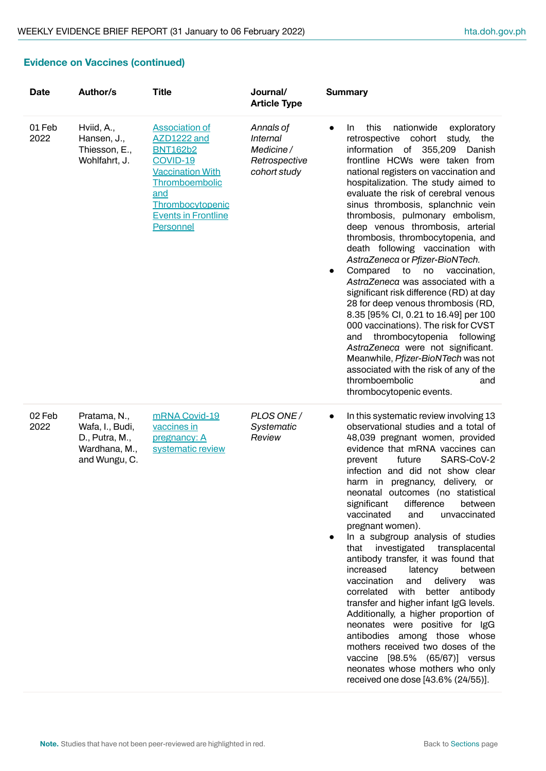### Evidence on Vaccines (continued)

| Date | Author/s | Title | Journal/ Article Type | Summary |
|---|---|---|---|---|
| 01 Feb 2022 | Hviid, A., Hansen, J., Thiesson, E., Wohlfahrt, J. | Association of AZD1222 and BNT162b2 COVID-19 Vaccination With Thromboembolic and Thrombocytopenic Events in Frontline Personnel | *Annals of Internal Medicine / Retrospective cohort study* | • In this nationwide exploratory retrospective cohort study, the information of 355,209 Danish frontline HCWs were taken from national registers on vaccination and hospitalization. The study aimed to evaluate the risk of cerebral venous sinus thrombosis, splanchnic vein thrombosis, pulmonary embolism, deep venous thrombosis, arterial thrombosis, thrombocytopenia, and death following vaccination with *AstraZeneca* or *Pfizer-BioNTech.*<br>• Compared to no vaccination, *AstraZeneca* was associated with a significant risk difference (RD) at day 28 for deep venous thrombosis (RD, 8.35 [95% CI, 0.21 to 16.49] per 100 000 vaccinations). The risk for CVST and thrombocytopenia following *AstraZeneca* were not significant. Meanwhile, *Pfizer-BioNTech* was not associated with the risk of any of the thromboembolic and thrombocytopenic events. |
| 02 Feb 2022 | Pratama, N., Wafa, I., Budi, D., Putra, M., Wardhana, M., and Wungu, C. | mRNA Covid-19 vaccines in pregnancy: A systematic review | *PLOS ONE / Systematic Review* | • In this systematic review involving 13 observational studies and a total of 48,039 pregnant women, provided evidence that mRNA vaccines can prevent future SARS-CoV-2 infection and did not show clear harm in pregnancy, delivery, or neonatal outcomes (no statistical significant difference between vaccinated and unvaccinated pregnant women).<br>• In a subgroup analysis of studies that investigated transplacental antibody transfer, it was found that increased latency between vaccination and delivery was correlated with better antibody transfer and higher infant IgG levels. Additionally, a higher proportion of neonates were positive for IgG antibodies among those whose mothers received two doses of the vaccine [98.5% (65/67)] versus neonates whose mothers who only received one dose [43.6% (24/55)]. |

**Note.** Studies that have not been peer-reviewed are highlighted in red.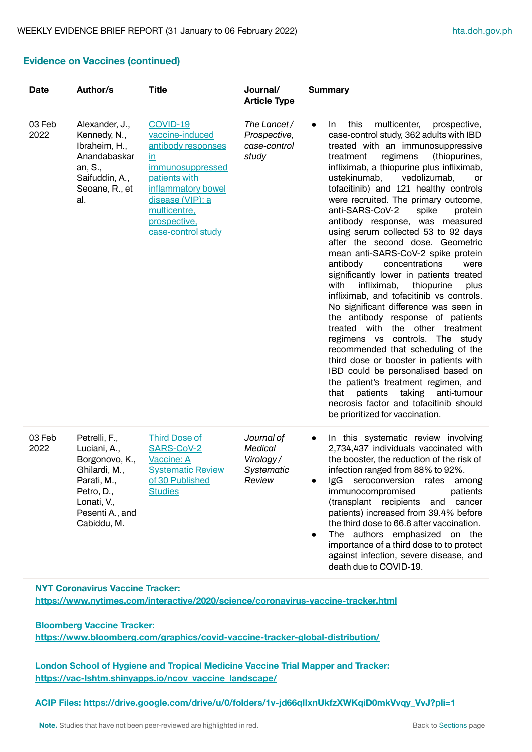### Evidence on Vaccines (continued)

| Date | Author/s | Title | Journal/ Article Type | Summary |
|---|---|---|---|---|
| 03 Feb 2022 | Alexander, J., Kennedy, N., Ibraheim, H., Anandabaskaran, S., Saifuddin, A., Seoane, R., et al. | [COVID-19 vaccine-induced antibody responses in immunosuppressed patients with inflammatory bowel disease (VIP): a multicentre, prospective, case-control study]() | *The Lancet / Prospective, case-control study* | • In this multicenter, prospective, case-control study, 362 adults with IBD treated with an immunosuppressive treatment regimens (thiopurines, infliximab, a thiopurine plus infliximab, ustekinumab, vedolizumab, or tofacitinib) and 121 healthy controls were recruited. The primary outcome, anti-SARS-CoV-2 spike protein antibody response, was measured using serum collected 53 to 92 days after the second dose. Geometric mean anti-SARS-CoV-2 spike protein antibody concentrations were significantly lower in patients treated with infliximab, thiopurine plus infliximab, and tofacitinib vs controls. No significant difference was seen in the antibody response of patients treated with the other treatment regimens vs controls. The study recommended that scheduling of the third dose or booster in patients with IBD could be personalised based on the patient's treatment regimen, and that patients taking anti-tumour necrosis factor and tofacitinib should be prioritized for vaccination. |
| 03 Feb 2022 | Petrelli, F., Luciani, A., Borgonovo, K., Ghilardi, M., Parati, M., Petro, D., Lonati, V., Pesenti A., and Cabiddu, M. | [Third Dose of SARS-CoV-2 Vaccine: A Systematic Review of 30 Published Studies]() | *Journal of Medical Virology / Systematic Review* | • In this systematic review involving 2,734,437 individuals vaccinated with the booster, the reduction of the risk of infection ranged from 88% to 92%.<br>• IgG seroconversion rates among immunocompromised patients (transplant recipients and cancer patients) increased from 39.4% before the third dose to 66.6 after vaccination.<br>• The authors emphasized on the importance of a third dose to to protect against infection, severe disease, and death due to COVID-19. |

**NYT Coronavirus Vaccine Tracker:**
**https://www.nytimes.com/interactive/2020/science/coronavirus-vaccine-tracker.html**

**Bloomberg Vaccine Tracker:**
**https://www.bloomberg.com/graphics/covid-vaccine-tracker-global-distribution/**

**London School of Hygiene and Tropical Medicine Vaccine Trial Mapper and Tracker:**
**https://vac-lshtm.shinyapps.io/ncov_vaccine_landscape/**

**ACIP Files: https://drive.google.com/drive/u/0/folders/1v-jd66qIlxnUkfzXWKqiD0mkVvqy_VvJ?pli=1**

**Note.** Studies that have not been peer-reviewed are highlighted in red.

Back to Sections page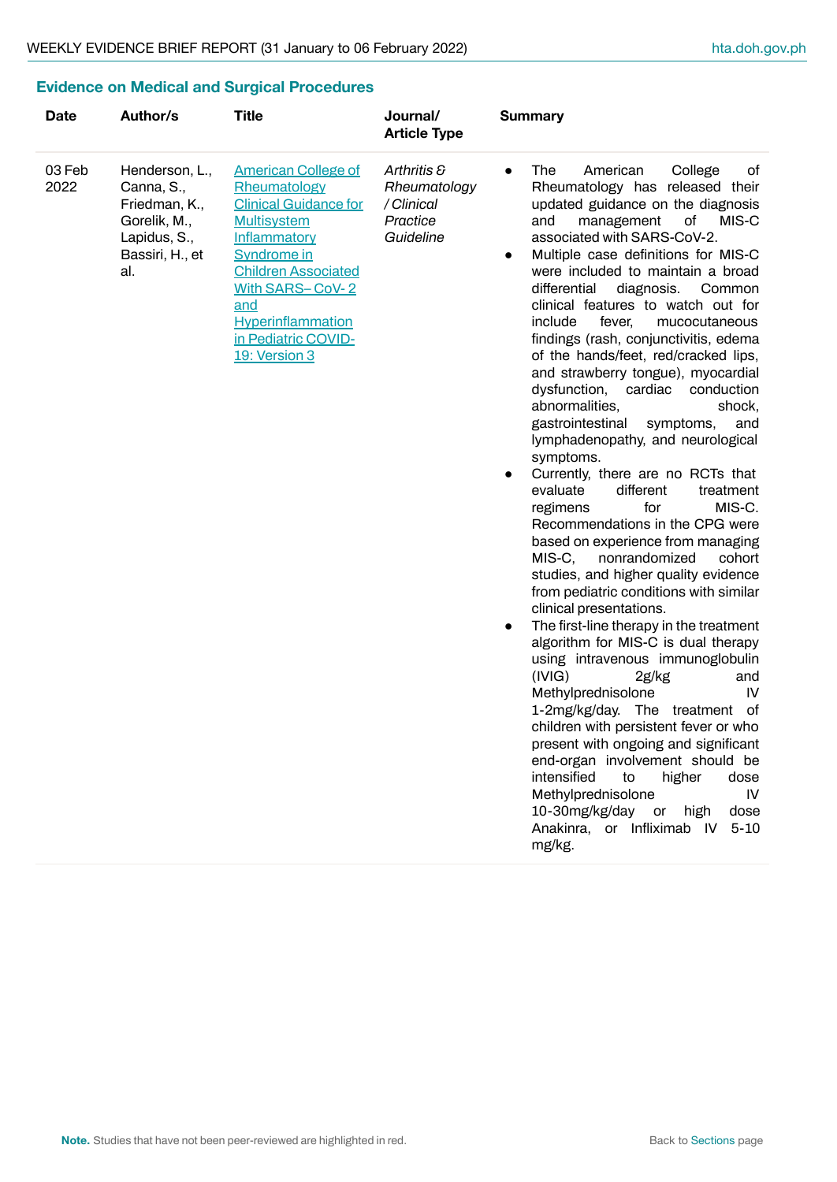## Evidence on Medical and Surgical Procedures

| Date | Author/s | Title | Journal/ Article Type | Summary |
|---|---|---|---|---|
| 03 Feb 2022 | Henderson, L., Canna, S., Friedman, K., Gorelik, M., Lapidus, S., Bassiri, H., et al. | American College of Rheumatology Clinical Guidance for Multisystem Inflammatory Syndrome in Children Associated With SARS– CoV- 2 and Hyperinflammation in Pediatric COVID-19: Version 3 | *Arthritis & Rheumatology / Clinical Practice Guideline* | • The American College of Rheumatology has released their updated guidance on the diagnosis and management of MIS-C associated with SARS-CoV-2.<br>• Multiple case definitions for MIS-C were included to maintain a broad differential diagnosis. Common clinical features to watch out for include fever, mucocutaneous findings (rash, conjunctivitis, edema of the hands/feet, red/cracked lips, and strawberry tongue), myocardial dysfunction, cardiac conduction abnormalities, shock, gastrointestinal symptoms, and lymphadenopathy, and neurological symptoms.<br>• Currently, there are no RCTs that evaluate different treatment regimens for MIS-C. Recommendations in the CPG were based on experience from managing MIS-C, nonrandomized cohort studies, and higher quality evidence from pediatric conditions with similar clinical presentations.<br>• The first-line therapy in the treatment algorithm for MIS-C is dual therapy using intravenous immunoglobulin (IVIG) 2g/kg and Methylprednisolone IV 1-2mg/kg/day. The treatment of children with persistent fever or who present with ongoing and significant end-organ involvement should be intensified to higher dose Methylprednisolone IV 10-30mg/kg/day or high dose Anakinra, or Infliximab IV 5-10 mg/kg. |

**Note.** Studies that have not been peer-reviewed are highlighted in red.

Back to Sections page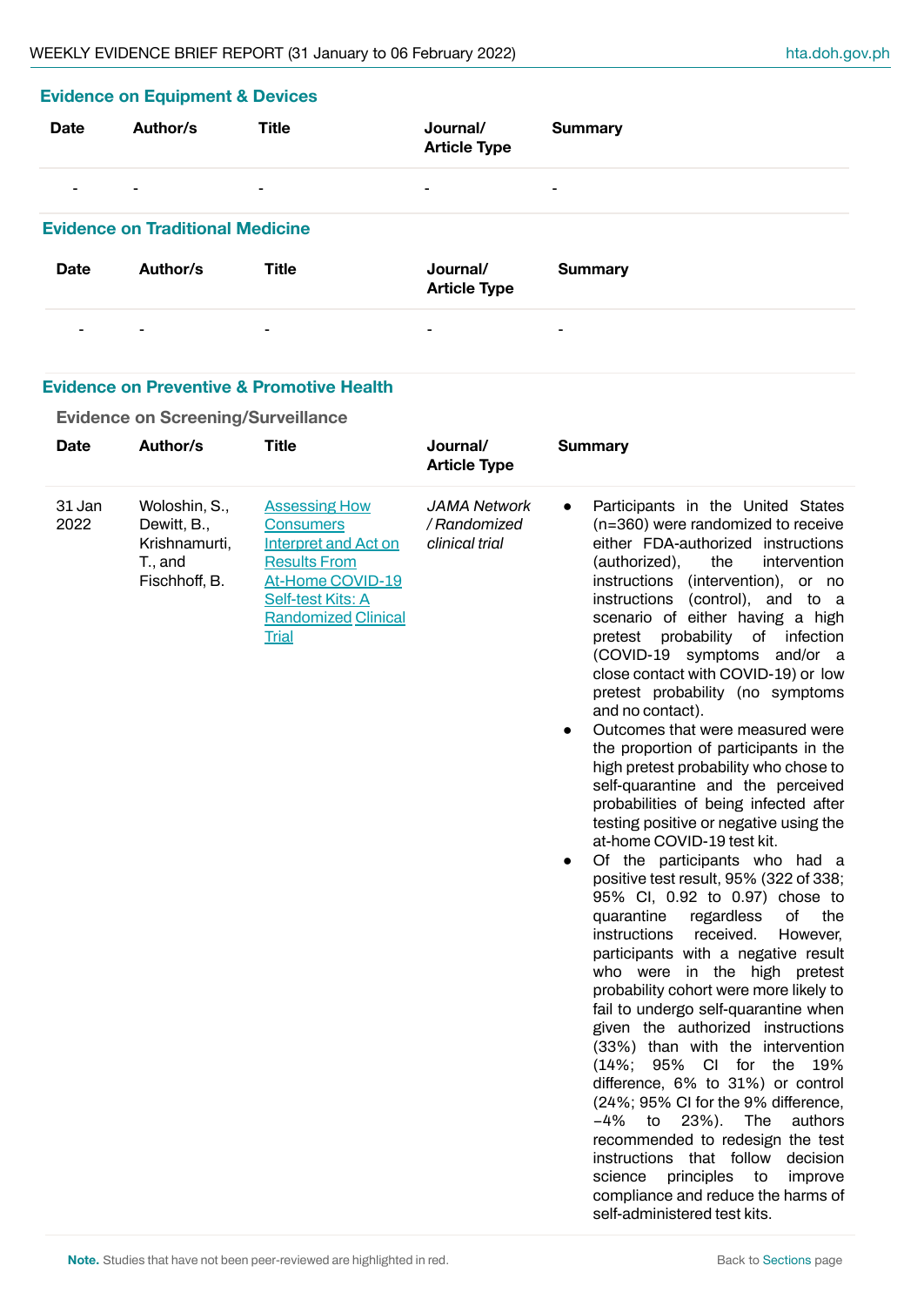## Evidence on Equipment & Devices

| Date | Author/s | Title | Journal/ Article Type | Summary |
|---|---|---|---|---|
| - | - | - | - | - |

## Evidence on Traditional Medicine

| Date | Author/s | Title | Journal/ Article Type | Summary |
|---|---|---|---|---|
| - | - | - | - | - |

## Evidence on Preventive & Promotive Health

### Evidence on Screening/Surveillance

| Date | Author/s | Title | Journal/ Article Type | Summary |
|---|---|---|---|---|
| 31 Jan 2022 | Woloshin, S., Dewitt, B., Krishnamurti, T., and Fischhoff, B. | Assessing How Consumers Interpret and Act on Results From At-Home COVID-19 Self-test Kits: A Randomized Clinical Trial | *JAMA Network / Randomized clinical trial* | • Participants in the United States (n=360) were randomized to receive either FDA-authorized instructions (authorized), the intervention instructions (intervention), or no instructions (control), and to a scenario of either having a high pretest probability of infection (COVID-19 symptoms and/or a close contact with COVID-19) or low pretest probability (no symptoms and no contact).<br>• Outcomes that were measured were the proportion of participants in the high pretest probability who chose to self-quarantine and the perceived probabilities of being infected after testing positive or negative using the at-home COVID-19 test kit.<br>• Of the participants who had a positive test result, 95% (322 of 338; 95% CI, 0.92 to 0.97) chose to quarantine regardless of the instructions received. However, participants with a negative result who were in the high pretest probability cohort were more likely to fail to undergo self-quarantine when given the authorized instructions (33%) than with the intervention (14%; 95% CI for the 19% difference, 6% to 31%) or control (24%; 95% CI for the 9% difference, −4% to 23%). The authors recommended to redesign the test instructions that follow decision science principles to improve compliance and reduce the harms of self-administered test kits. |

**Note.** Studies that have not been peer-reviewed are highlighted in red.

Back to Sections page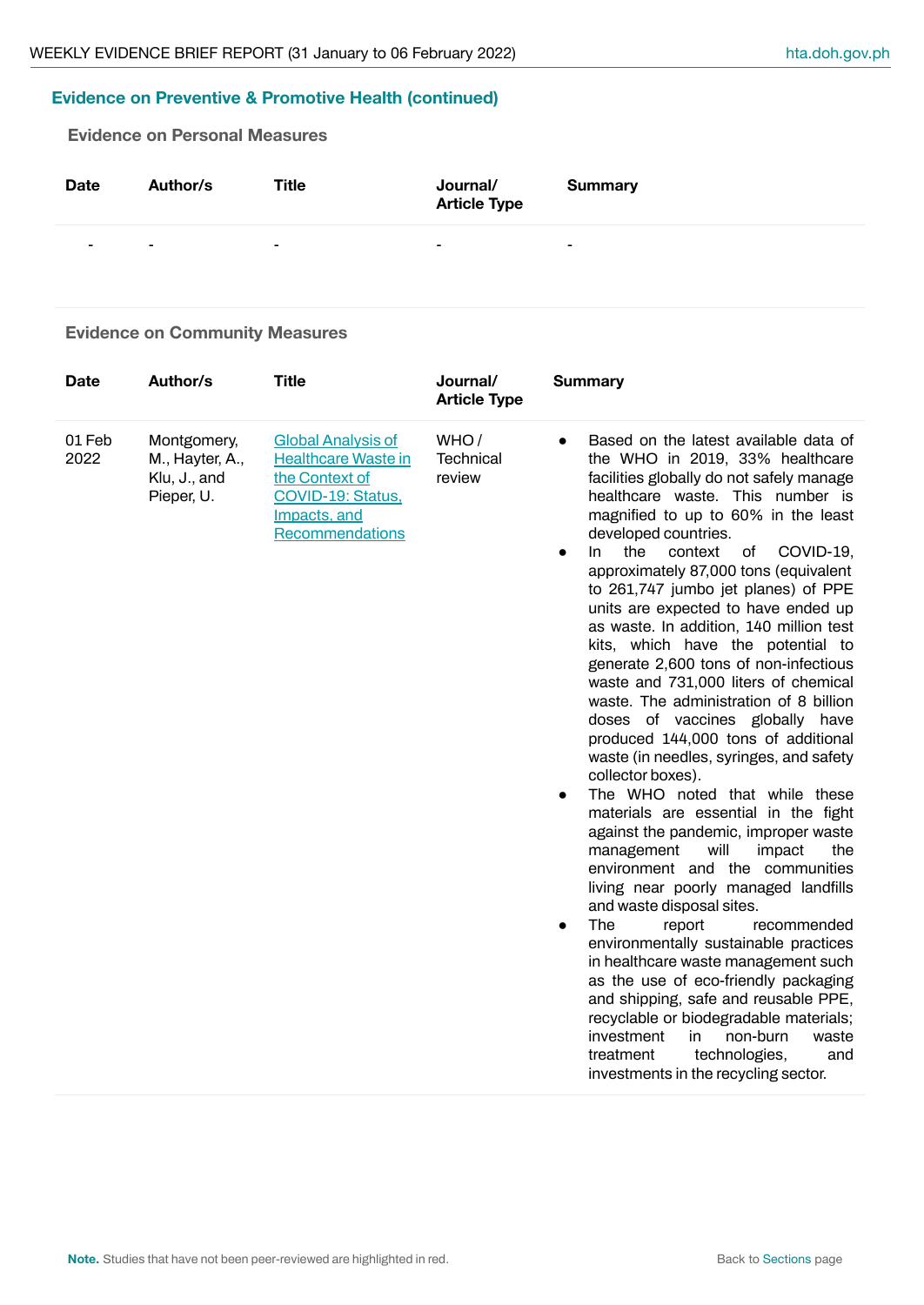## Evidence on Preventive & Promotive Health (continued)

### Evidence on Personal Measures

| Date | Author/s | Title | Journal/ Article Type | Summary |
|---|---|---|---|---|
| - | - | - | - | - |

### Evidence on Community Measures

| Date | Author/s | Title | Journal/ Article Type | Summary |
|---|---|---|---|---|
| 01 Feb 2022 | Montgomery, M., Hayter, A., Klu, J., and Pieper, U. | Global Analysis of Healthcare Waste in the Context of COVID-19: Status, Impacts, and Recommendations | WHO / Technical review | • Based on the latest available data of the WHO in 2019, 33% healthcare facilities globally do not safely manage healthcare waste. This number is magnified to up to 60% in the least developed countries. <br> • In the context of COVID-19, approximately 87,000 tons (equivalent to 261,747 jumbo jet planes) of PPE units are expected to have ended up as waste. In addition, 140 million test kits, which have the potential to generate 2,600 tons of non-infectious waste and 731,000 liters of chemical waste. The administration of 8 billion doses of vaccines globally have produced 144,000 tons of additional waste (in needles, syringes, and safety collector boxes). <br> • The WHO noted that while these materials are essential in the fight against the pandemic, improper waste management will impact the environment and the communities living near poorly managed landfills and waste disposal sites. <br> • The report recommended environmentally sustainable practices in healthcare waste management such as the use of eco-friendly packaging and shipping, safe and reusable PPE, recyclable or biodegradable materials; investment in non-burn waste treatment technologies, and investments in the recycling sector. |

**Note.** Studies that have not been peer-reviewed are highlighted in red.

Back to Sections page